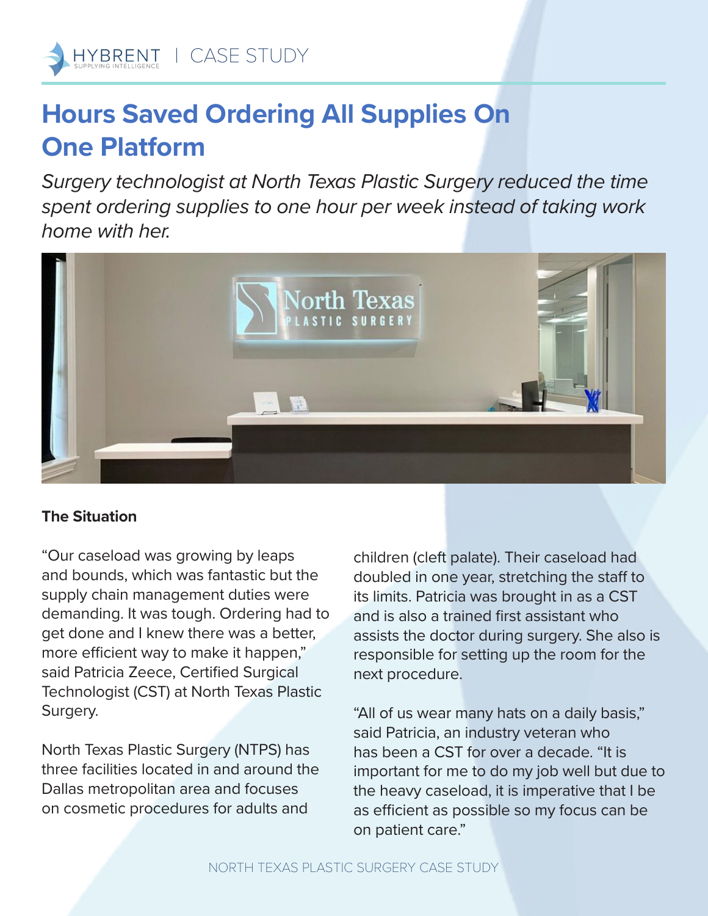HYBRENT | CASE STUDY

# Hours Saved Ordering All Supplies On One Platform

*Surgery technologist at North Texas Plastic Surgery reduced the time spent ordering supplies to one hour per week instead of taking work home with her.*

### The Situation

"Our caseload was growing by leaps and bounds, which was fantastic but the supply chain management duties were demanding. It was tough. Ordering had to get done and I knew there was a better, more efficient way to make it happen," said Patricia Zeece, Certified Surgical Technologist (CST) at North Texas Plastic Surgery.

North Texas Plastic Surgery (NTPS) has three facilities located in and around the Dallas metropolitan area and focuses on cosmetic procedures for adults and children (cleft palate). Their caseload had doubled in one year, stretching the staff to its limits. Patricia was brought in as a CST and is also a trained first assistant who assists the doctor during surgery. She also is responsible for setting up the room for the next procedure.

"All of us wear many hats on a daily basis," said Patricia, an industry veteran who has been a CST for over a decade. "It is important for me to do my job well but due to the heavy caseload, it is imperative that I be as efficient as possible so my focus can be on patient care."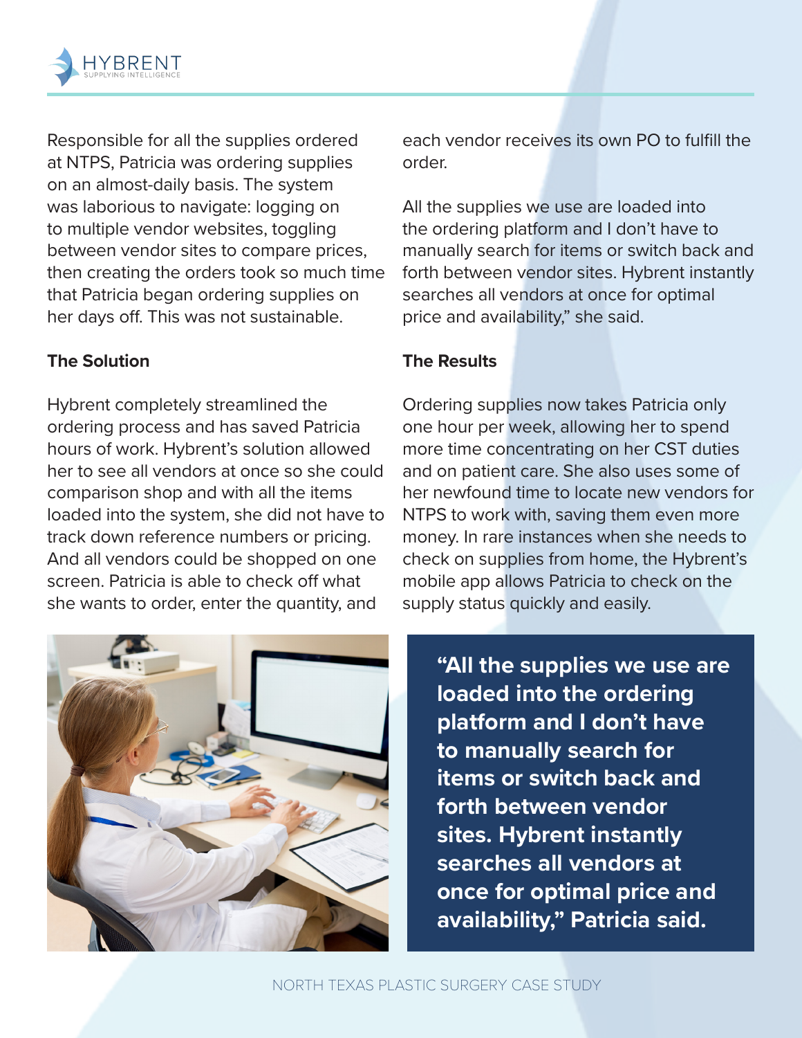Responsible for all the supplies ordered at NTPS, Patricia was ordering supplies on an almost-daily basis. The system was laborious to navigate: logging on to multiple vendor websites, toggling between vendor sites to compare prices, then creating the orders took so much time that Patricia began ordering supplies on her days off. This was not sustainable.

### The Solution

Hybrent completely streamlined the ordering process and has saved Patricia hours of work. Hybrent's solution allowed her to see all vendors at once so she could comparison shop and with all the items loaded into the system, she did not have to track down reference numbers or pricing. And all vendors could be shopped on one screen. Patricia is able to check off what she wants to order, enter the quantity, and each vendor receives its own PO to fulfill the order.

All the supplies we use are loaded into the ordering platform and I don't have to manually search for items or switch back and forth between vendor sites. Hybrent instantly searches all vendors at once for optimal price and availability," she said.

### The Results

Ordering supplies now takes Patricia only one hour per week, allowing her to spend more time concentrating on her CST duties and on patient care. She also uses some of her newfound time to locate new vendors for NTPS to work with, saving them even more money. In rare instances when she needs to check on supplies from home, the Hybrent's mobile app allows Patricia to check on the supply status quickly and easily.

> **"All the supplies we use are loaded into the ordering platform and I don't have to manually search for items or switch back and forth between vendor sites. Hybrent instantly searches all vendors at once for optimal price and availability," Patricia said.**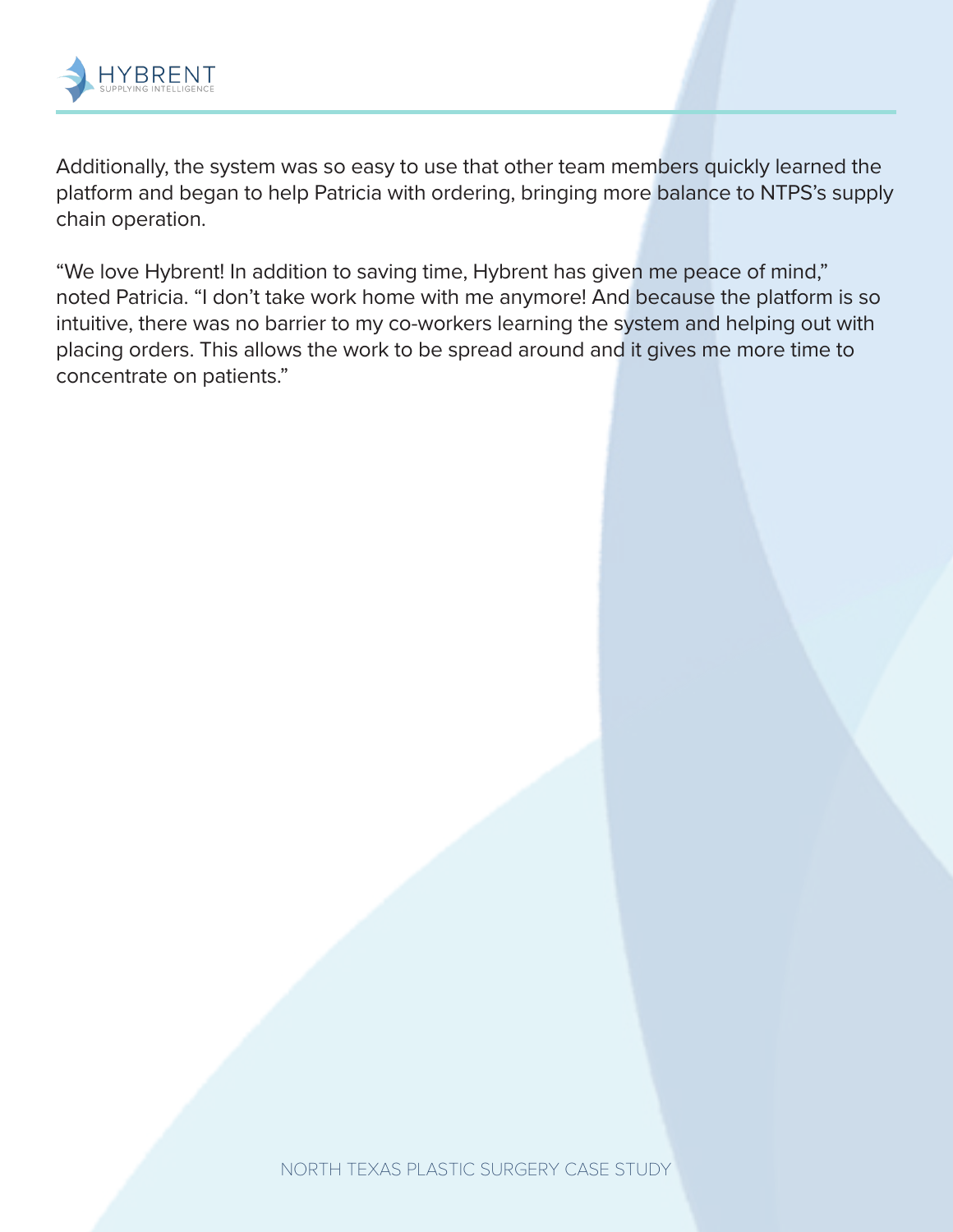Additionally, the system was so easy to use that other team members quickly learned the platform and began to help Patricia with ordering, bringing more balance to NTPS's supply chain operation.

"We love Hybrent! In addition to saving time, Hybrent has given me peace of mind," noted Patricia. "I don't take work home with me anymore! And because the platform is so intuitive, there was no barrier to my co-workers learning the system and helping out with placing orders. This allows the work to be spread around and it gives me more time to concentrate on patients."